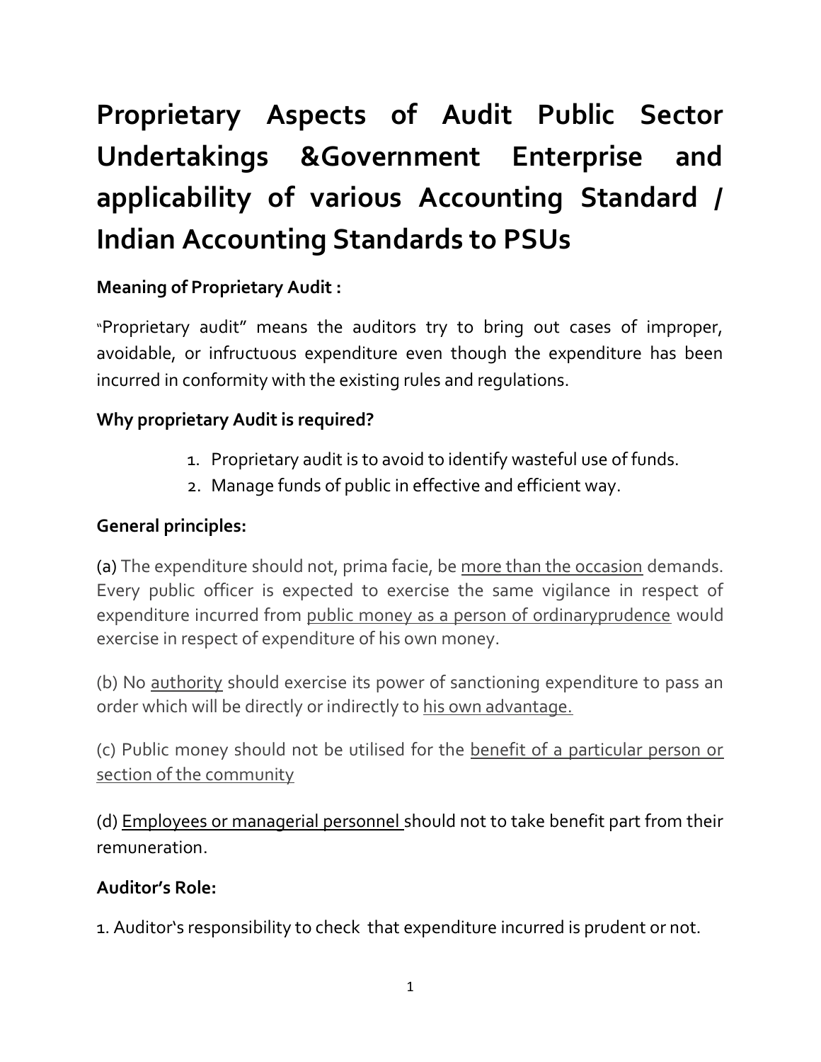# Proprietary Aspects of Audit Public Sector Undertakings &Government Enterprise and applicability of various Accounting Standard / Indian Accounting Standards to PSUs

**Meaning of Proprietary Audit :**

"Proprietary audit" means the auditors try to bring out cases of improper, avoidable, or infructuous expenditure even though the expenditure has been incurred in conformity with the existing rules and regulations.

**Why proprietary Audit is required?**

1. Proprietary audit is to avoid to identify wasteful use of funds.
2. Manage funds of public in effective and efficient way.

**General principles:**

(a) The expenditure should not, prima facie, be more than the occasion demands. Every public officer is expected to exercise the same vigilance in respect of expenditure incurred from public money as a person of ordinaryprudence would exercise in respect of expenditure of his own money.

(b) No authority should exercise its power of sanctioning expenditure to pass an order which will be directly or indirectly to his own advantage.

(c) Public money should not be utilised for the benefit of a particular person or section of the community

(d) Employees or managerial personnel should not to take benefit part from their remuneration.

**Auditor's Role:**

1. Auditor's responsibility to check that expenditure incurred is prudent or not.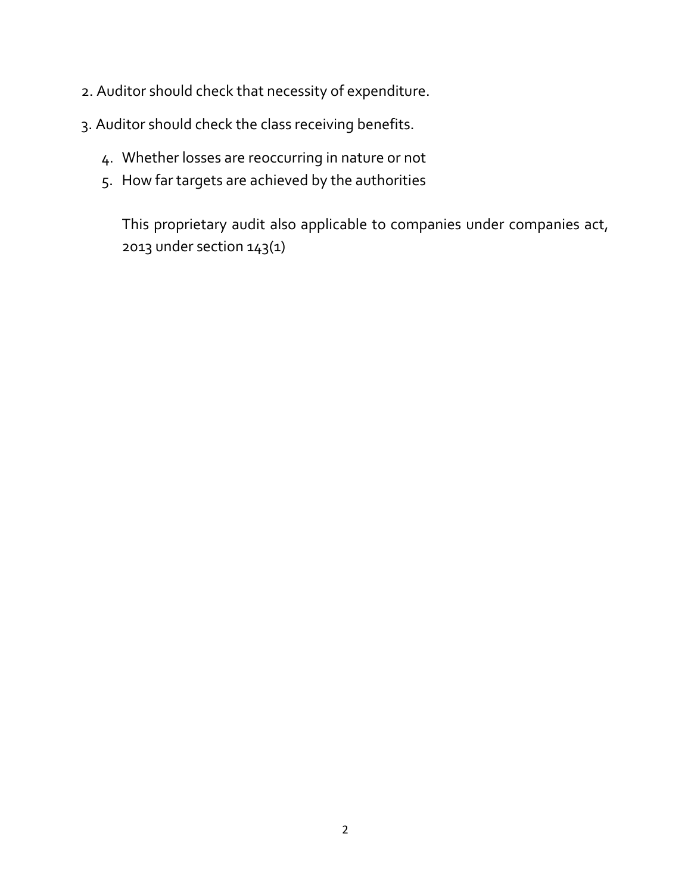2. Auditor should check that necessity of expenditure.

3. Auditor should check the class receiving benefits.

4. Whether losses are reoccurring in nature or not
5. How far targets are achieved by the authorities

This proprietary audit also applicable to companies under companies act, 2013 under section 143(1)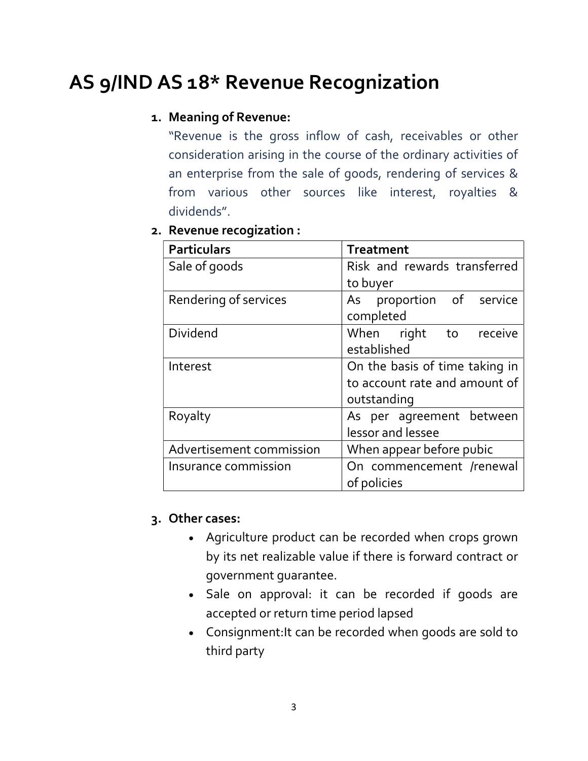# AS 9/IND AS 18* Revenue Recognization

1. **Meaning of Revenue:**

   "Revenue is the gross inflow of cash, receivables or other consideration arising in the course of the ordinary activities of an enterprise from the sale of goods, rendering of services & from various other sources like interest, royalties & dividends".

2. **Revenue recogization :**

| Particulars | Treatment |
|---|---|
| Sale of goods | Risk and rewards transferred to buyer |
| Rendering of services | As proportion of service completed |
| Dividend | When right to receive established |
| Interest | On the basis of time taking in to account rate and amount of outstanding |
| Royalty | As per agreement between lessor and lessee |
| Advertisement commission | When appear before pubic |
| Insurance commission | On commencement /renewal of policies |

3. **Other cases:**
   - Agriculture product can be recorded when crops grown by its net realizable value if there is forward contract or government guarantee.
   - Sale on approval: it can be recorded if goods are accepted or return time period lapsed
   - Consignment:It can be recorded when goods are sold to third party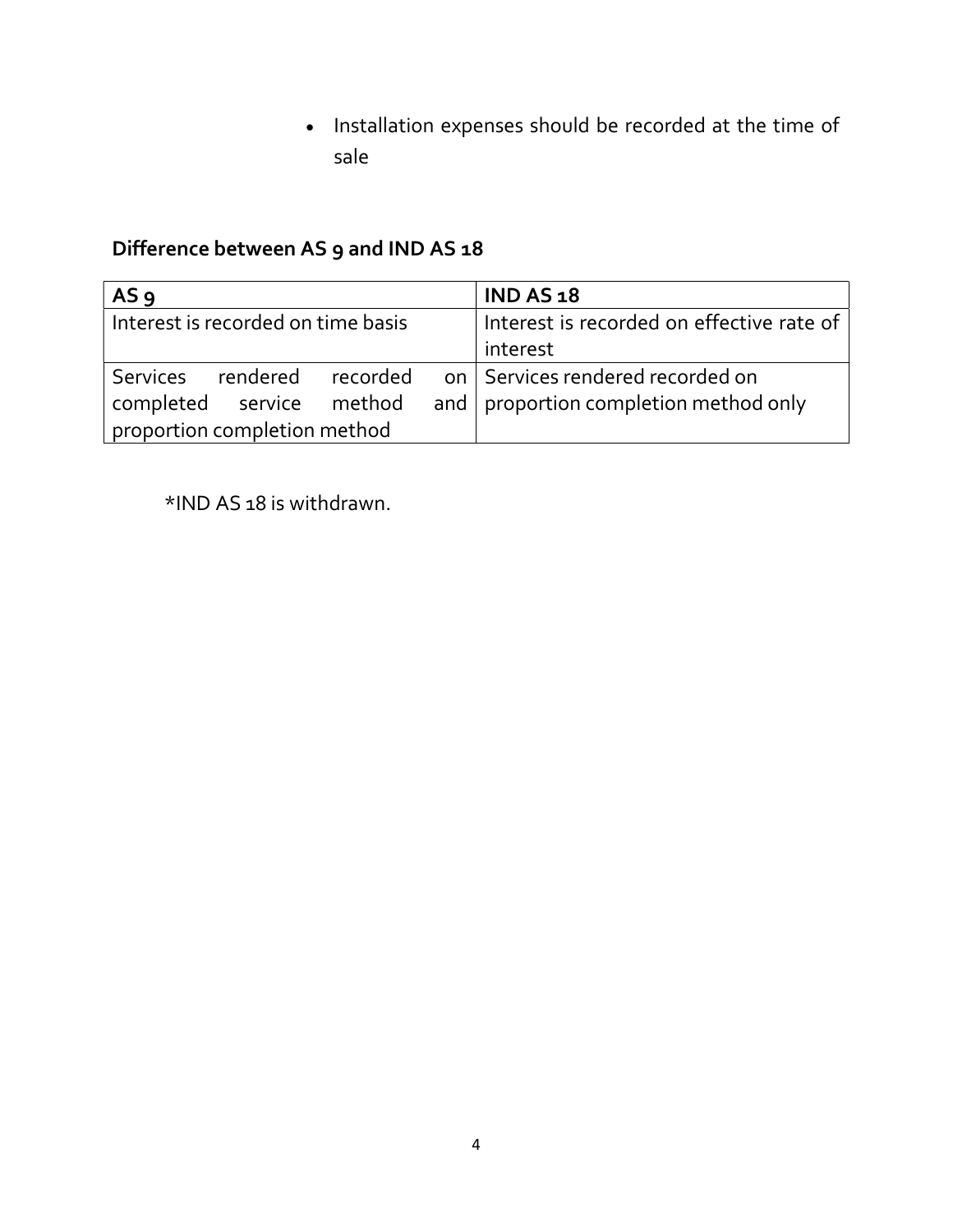- Installation expenses should be recorded at the time of sale

**Difference between AS 9 and IND AS 18**

| AS 9 | IND AS 18 |
| --- | --- |
| Interest is recorded on time basis | Interest is recorded on effective rate of interest |
| Services rendered recorded on completed service method and proportion completion method | Services rendered recorded on proportion completion method only |

*IND AS 18 is withdrawn.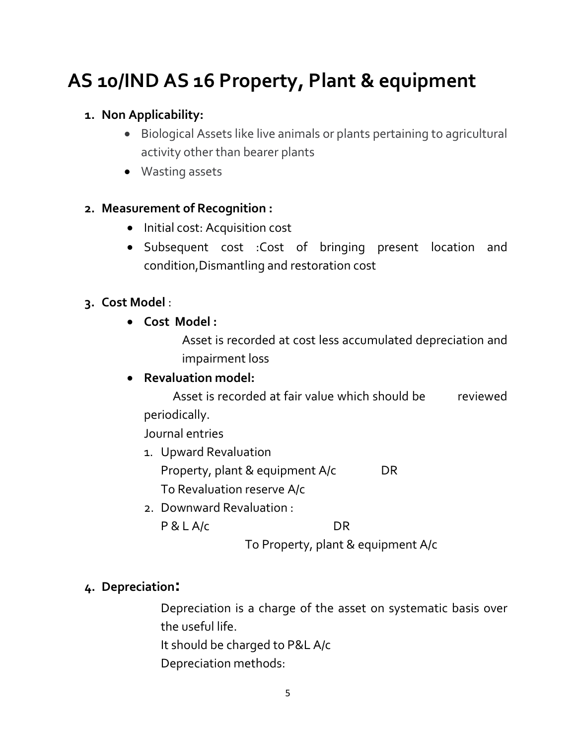# AS 10/IND AS 16 Property, Plant & equipment

1. **Non Applicability:**
    - Biological Assets like live animals or plants pertaining to agricultural activity other than bearer plants
    - Wasting assets

2. **Measurement of Recognition :**
    - Initial cost: Acquisition cost
    - Subsequent cost :Cost of bringing present location and condition,Dismantling and restoration cost

3. **Cost Model** :
    - **Cost Model :**

      Asset is recorded at cost less accumulated depreciation and impairment loss

    - **Revaluation model:**

      Asset is recorded at fair value which should be reviewed periodically.

      Journal entries

      1. Upward Revaluation

         Property, plant & equipment A/c DR

         To Revaluation reserve A/c

      2. Downward Revaluation :

         P & L A/c DR

         To Property, plant & equipment A/c

4. **Depreciation:**

   Depreciation is a charge of the asset on systematic basis over the useful life.

   It should be charged to P&L A/c

   Depreciation methods: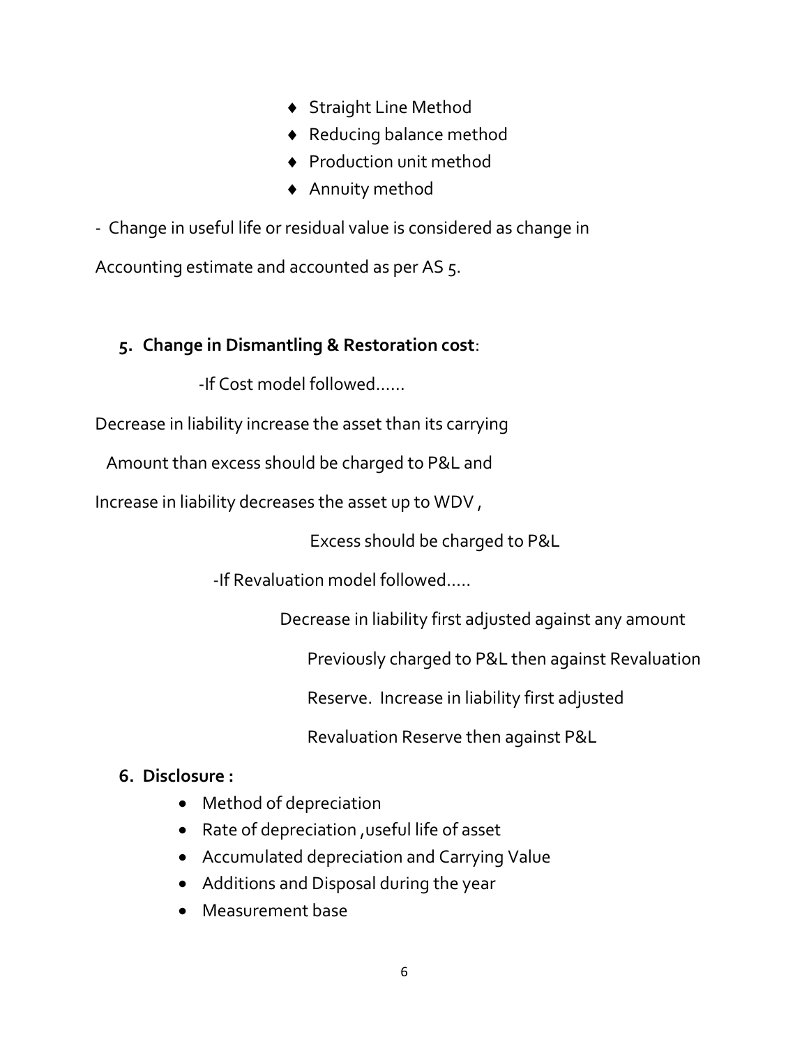- Straight Line Method
- Reducing balance method
- Production unit method
- Annuity method

- Change in useful life or residual value is considered as change in Accounting estimate and accounted as per AS 5.

5. **Change in Dismantling & Restoration cost**:

-If Cost model followed……

Decrease in liability increase the asset than its carrying Amount than excess should be charged to P&L and Increase in liability decreases the asset up to WDV , Excess should be charged to P&L

-If Revaluation model followed…..

Decrease in liability first adjusted against any amount Previously charged to P&L then against Revaluation Reserve. Increase in liability first adjusted Revaluation Reserve then against P&L

6. **Disclosure :**
   - Method of depreciation
   - Rate of depreciation ,useful life of asset
   - Accumulated depreciation and Carrying Value
   - Additions and Disposal during the year
   - Measurement base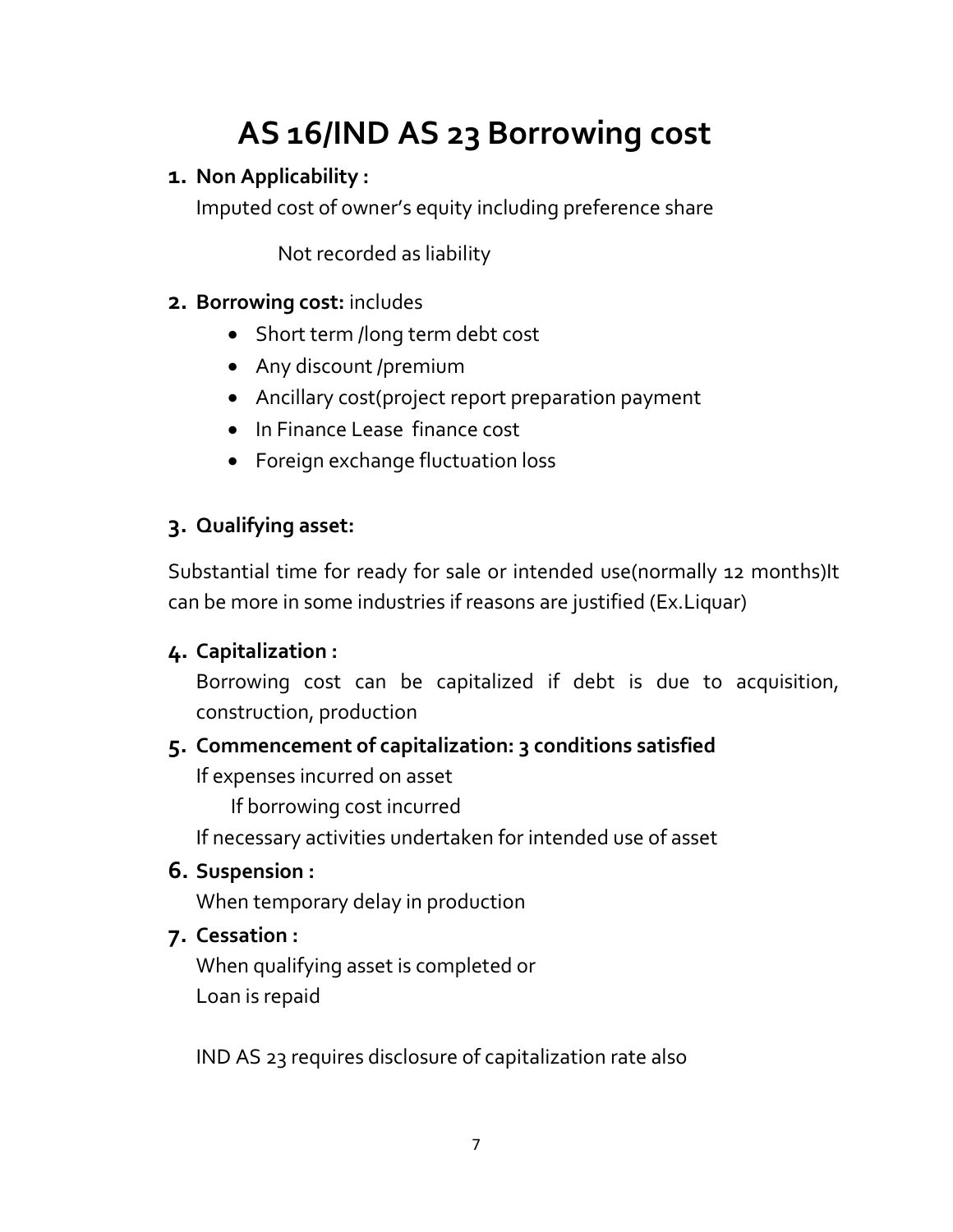# AS 16/IND AS 23 Borrowing cost

1. **Non Applicability :**

   Imputed cost of owner's equity including preference share

   Not recorded as liability

2. **Borrowing cost:** includes
   - Short term /long term debt cost
   - Any discount /premium
   - Ancillary cost(project report preparation payment
   - In Finance Lease finance cost
   - Foreign exchange fluctuation loss

3. **Qualifying asset:**

Substantial time for ready for sale or intended use(normally 12 months)It can be more in some industries if reasons are justified (Ex.Liquar)

4. **Capitalization :**

   Borrowing cost can be capitalized if debt is due to acquisition, construction, production

5. **Commencement of capitalization: 3 conditions satisfied**

   If expenses incurred on asset

   If borrowing cost incurred

   If necessary activities undertaken for intended use of asset

6. **Suspension :**

   When temporary delay in production

7. **Cessation :**

   When qualifying asset is completed or

   Loan is repaid

   IND AS 23 requires disclosure of capitalization rate also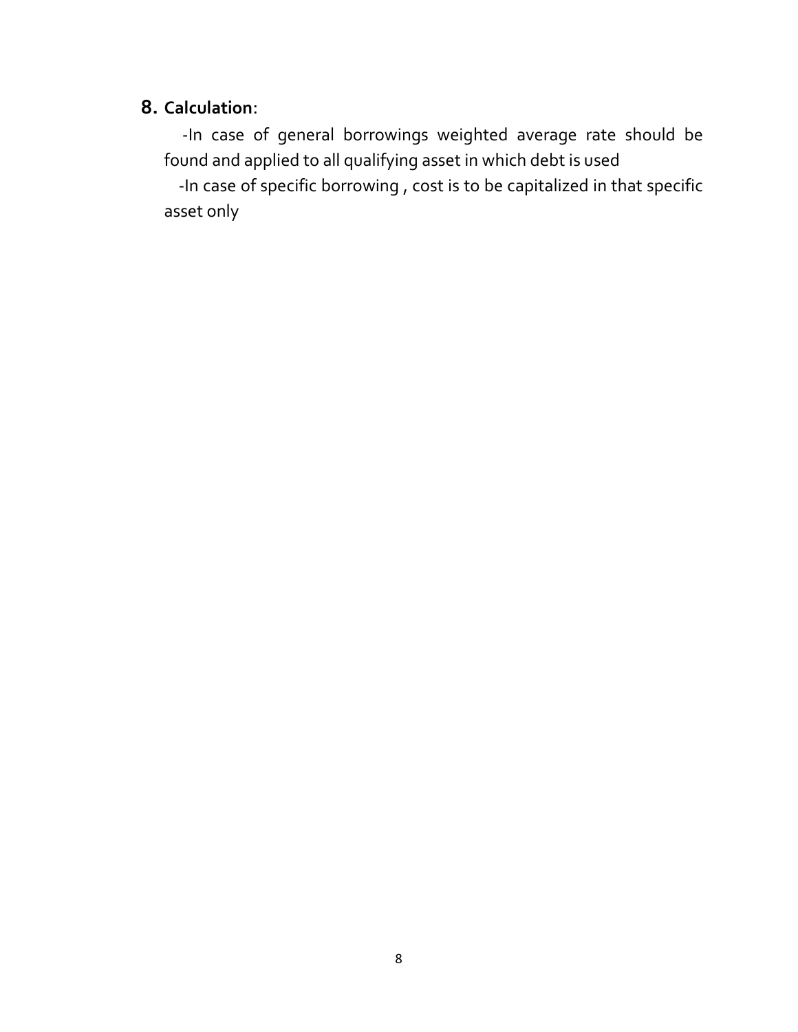## 8. **Calculation**:

-In case of general borrowings weighted average rate should be found and applied to all qualifying asset in which debt is used

-In case of specific borrowing , cost is to be capitalized in that specific asset only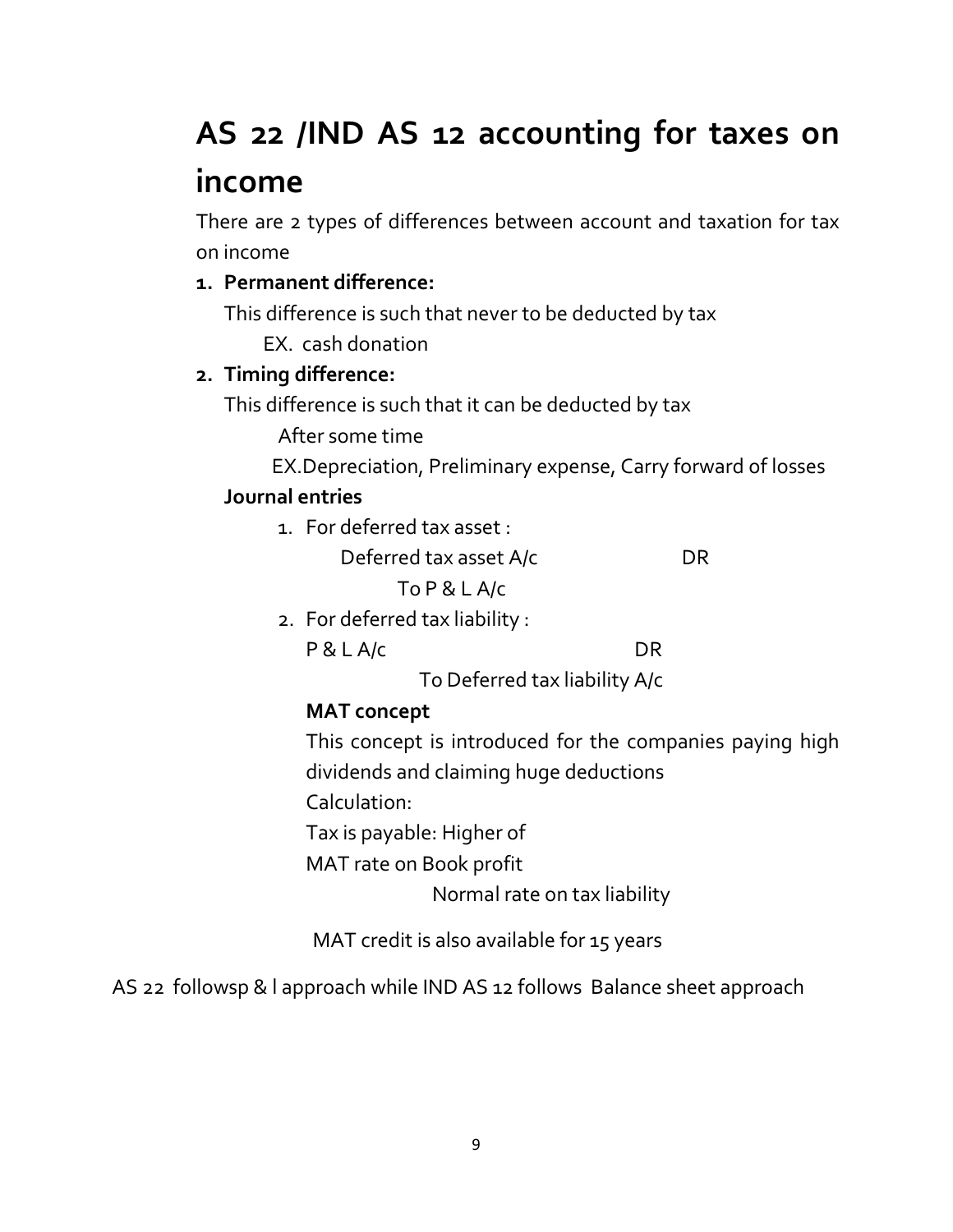# AS 22 /IND AS 12 accounting for taxes on income

There are 2 types of differences between account and taxation for tax on income

1. **Permanent difference:**

   This difference is such that never to be deducted by tax

   EX. cash donation

2. **Timing difference:**

   This difference is such that it can be deducted by tax

   After some time

   EX.Depreciation, Preliminary expense, Carry forward of losses

   **Journal entries**

   1. For deferred tax asset :

      Deferred tax asset A/c DR

      To P & L A/c

   2. For deferred tax liability :

      P & L A/c DR

      To Deferred tax liability A/c

      **MAT concept**

      This concept is introduced for the companies paying high dividends and claiming huge deductions

      Calculation:

      Tax is payable: Higher of

      MAT rate on Book profit

      Normal rate on tax liability

      MAT credit is also available for 15 years

AS 22 followsp & l approach while IND AS 12 follows Balance sheet approach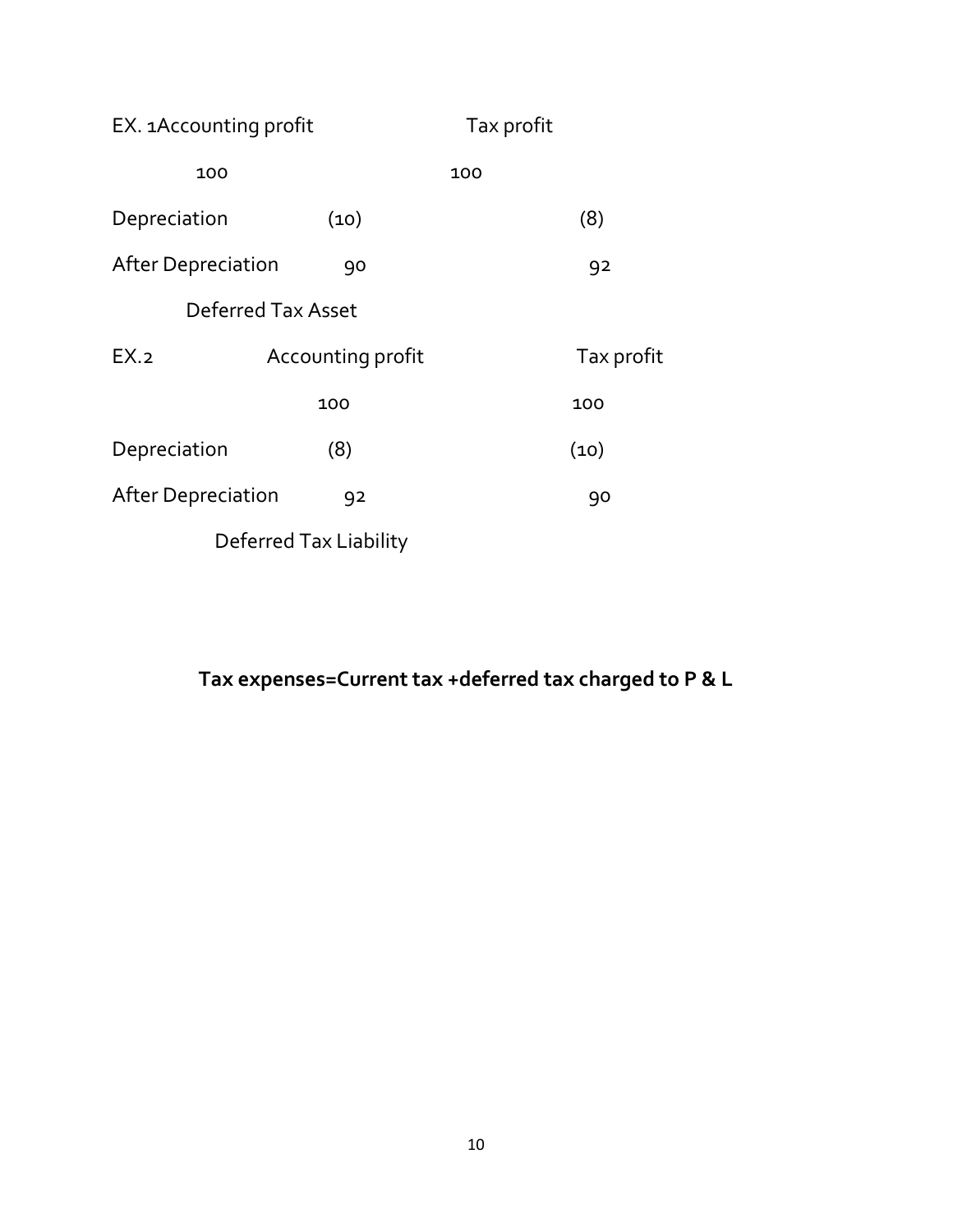| EX. 1 | Accounting profit | Tax profit |
|---|---|---|
| | 100 | 100 |
| Depreciation | (10) | (8) |
| After Depreciation | 90 | 92 |

Deferred Tax Asset

| EX.2 | Accounting profit | Tax profit |
|---|---|---|
| | 100 | 100 |
| Depreciation | (8) | (10) |
| After Depreciation | 92 | 90 |

Deferred Tax Liability

**Tax expenses=Current tax +deferred tax charged to P & L**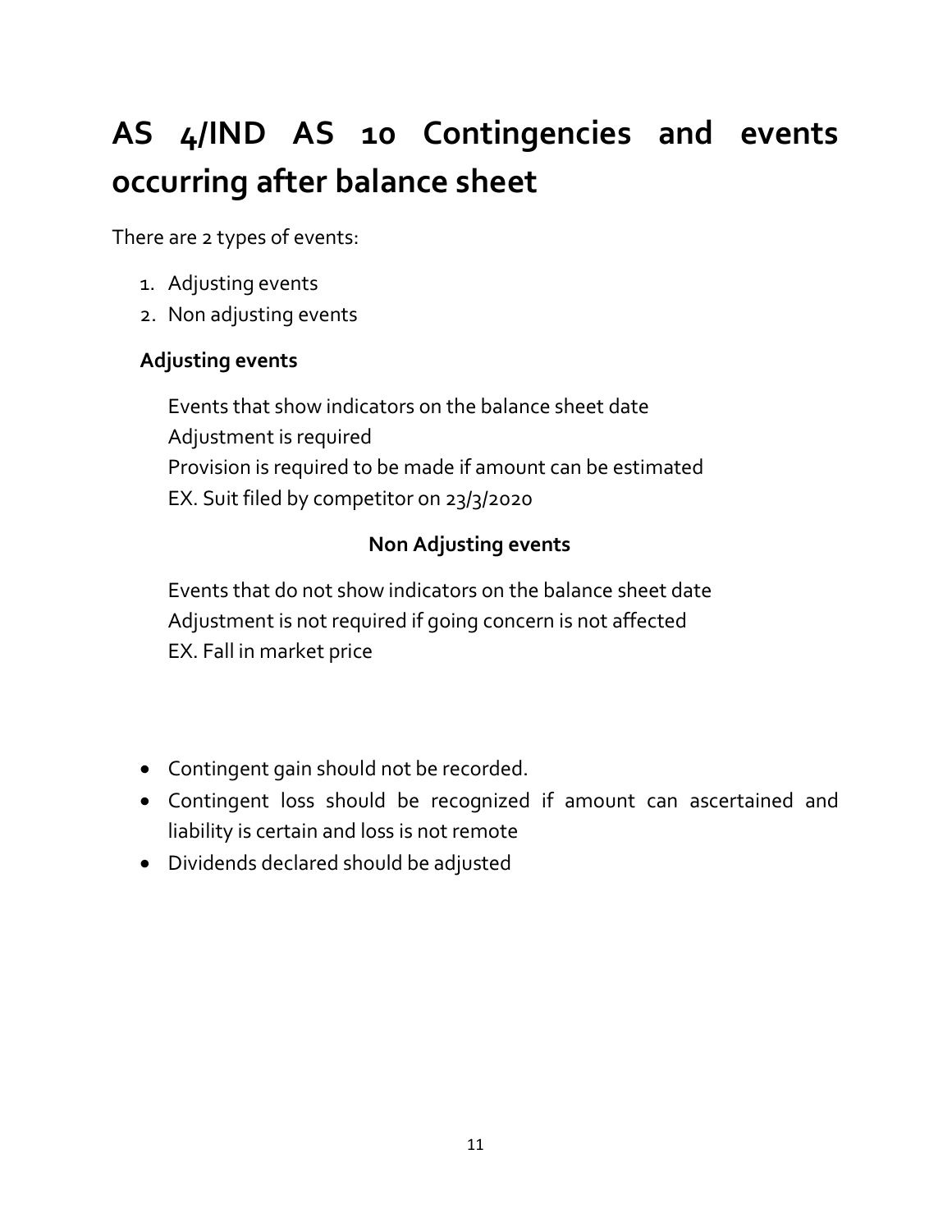# AS 4/IND AS 10 Contingencies and events occurring after balance sheet

There are 2 types of events:

1. Adjusting events
2. Non adjusting events

### Adjusting events

Events that show indicators on the balance sheet date
Adjustment is required
Provision is required to be made if amount can be estimated
EX. Suit filed by competitor on 23/3/2020

### Non Adjusting events

Events that do not show indicators on the balance sheet date
Adjustment is not required if going concern is not affected
EX. Fall in market price

- Contingent gain should not be recorded.
- Contingent loss should be recognized if amount can ascertained and liability is certain and loss is not remote
- Dividends declared should be adjusted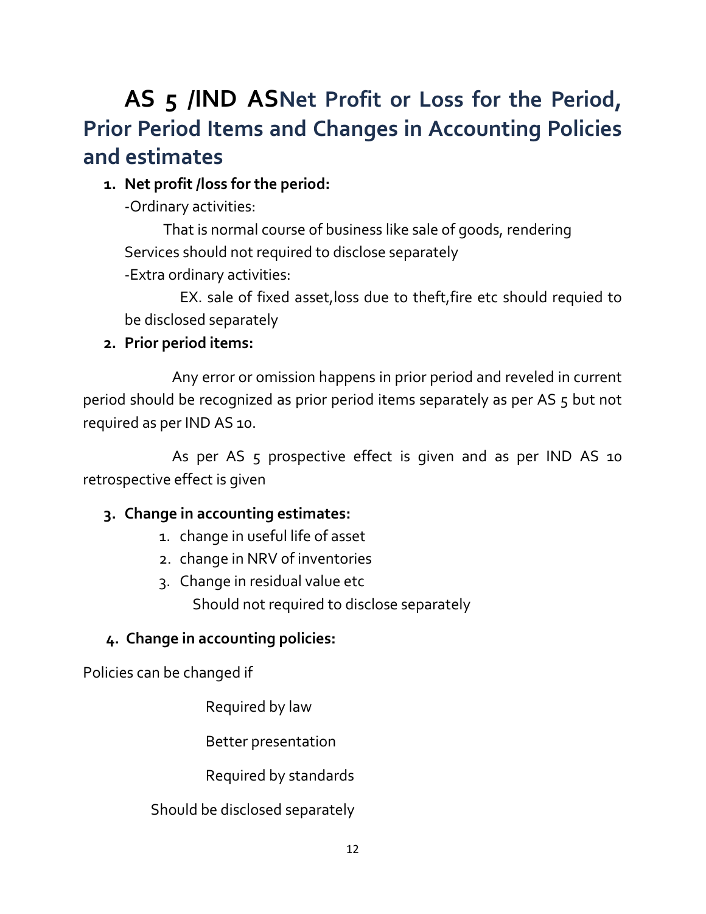# AS 5 /IND ASNet Profit or Loss for the Period, Prior Period Items and Changes in Accounting Policies and estimates

1. **Net profit /loss for the period:**

   -Ordinary activities:

   That is normal course of business like sale of goods, rendering Services should not required to disclose separately

   -Extra ordinary activities:

   EX. sale of fixed asset,loss due to theft,fire etc should requied to be disclosed separately

2. **Prior period items:**

Any error or omission happens in prior period and reveled in current period should be recognized as prior period items separately as per AS 5 but not required as per IND AS 10.

As per AS 5 prospective effect is given and as per IND AS 10 retrospective effect is given

3. **Change in accounting estimates:**
   1. change in useful life of asset
   2. change in NRV of inventories
   3. Change in residual value etc

      Should not required to disclose separately

4. **Change in accounting policies:**

Policies can be changed if

Required by law

Better presentation

Required by standards

Should be disclosed separately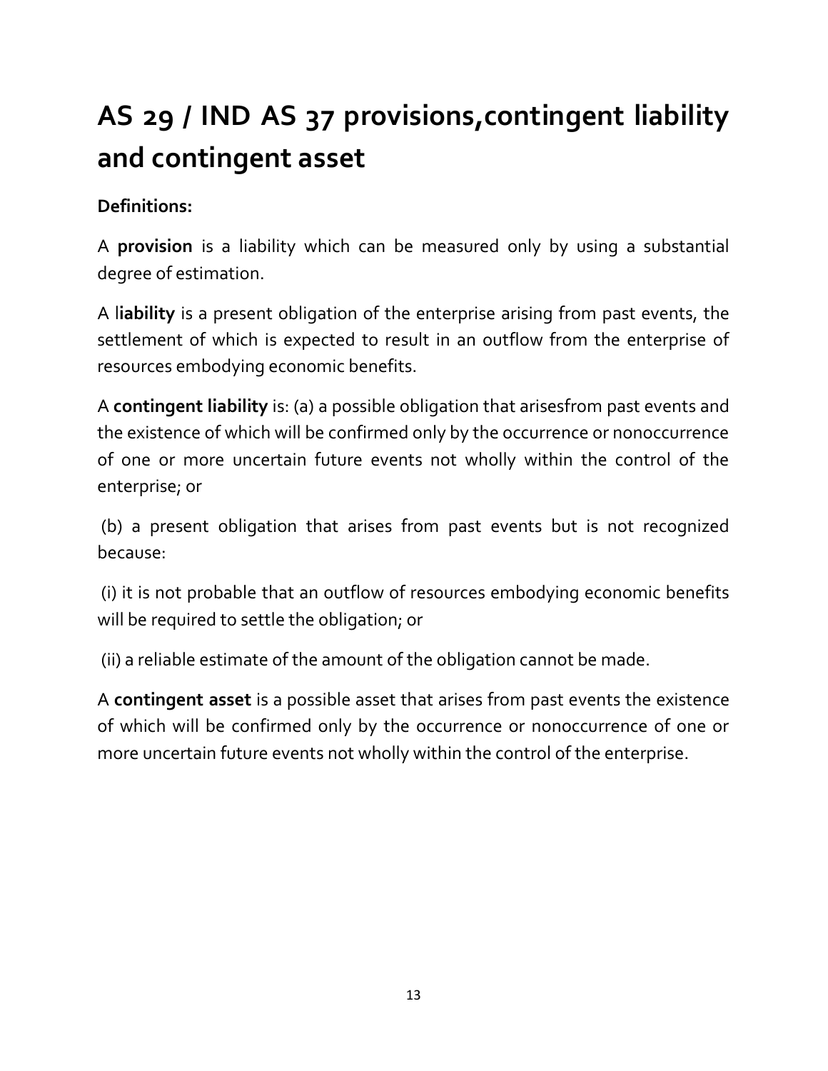# AS 29 / IND AS 37 provisions,contingent liability and contingent asset

**Definitions:**

A **provision** is a liability which can be measured only by using a substantial degree of estimation.

A l**iability** is a present obligation of the enterprise arising from past events, the settlement of which is expected to result in an outflow from the enterprise of resources embodying economic benefits.

A **contingent liability** is: (a) a possible obligation that arisesfrom past events and the existence of which will be confirmed only by the occurrence or nonoccurrence of one or more uncertain future events not wholly within the control of the enterprise; or

(b) a present obligation that arises from past events but is not recognized because:

(i) it is not probable that an outflow of resources embodying economic benefits will be required to settle the obligation; or

(ii) a reliable estimate of the amount of the obligation cannot be made.

A **contingent asset** is a possible asset that arises from past events the existence of which will be confirmed only by the occurrence or nonoccurrence of one or more uncertain future events not wholly within the control of the enterprise.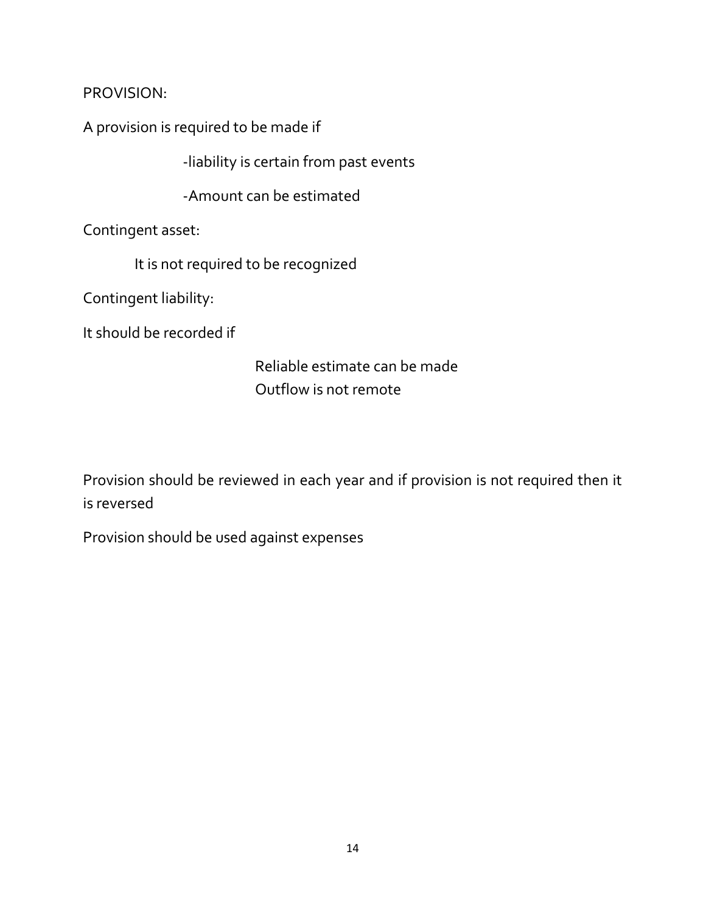PROVISION:

A provision is required to be made if

- liability is certain from past events
- Amount can be estimated

Contingent asset:

It is not required to be recognized

Contingent liability:

It should be recorded if

Reliable estimate can be made
Outflow is not remote

Provision should be reviewed in each year and if provision is not required then it is reversed

Provision should be used against expenses